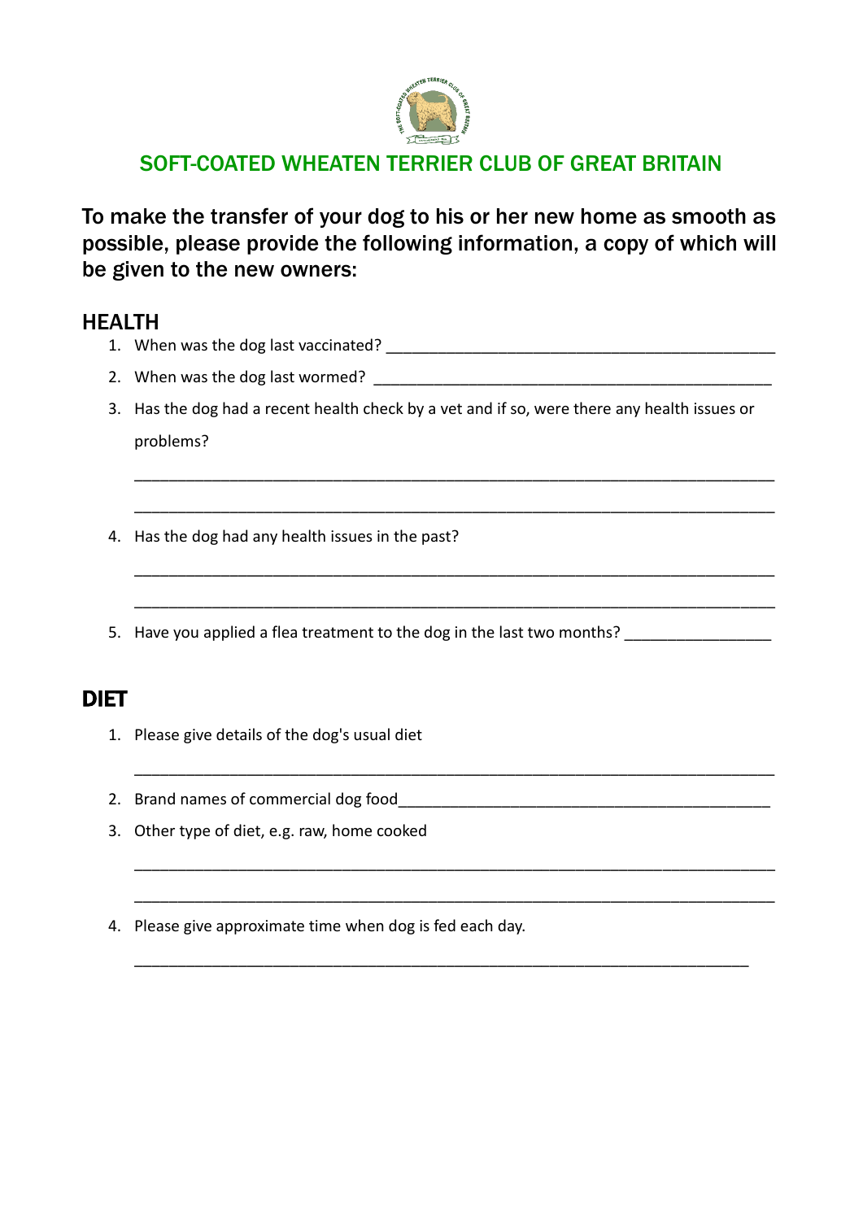# SOFT-COATED WHEATEN TERRIER CLUB OF GREAT BRITAIN

**To make the transfer of your dog to his or her new home as smooth as possible, please provide the following information, a copy of which will be given to the new owners:**

## HEALTH

1. When was the dog last vaccinated? ______________________________________________
2. When was the dog last wormed? ______________________________________________
3. Has the dog had a recent health check by a vet and if so, were there any health issues or problems?

   ____________________________________________________________________________

   ____________________________________________________________________________

4. Has the dog had any health issues in the past?

   ____________________________________________________________________________

   ____________________________________________________________________________

5. Have you applied a flea treatment to the dog in the last two months? _________________

## DIET

1. Please give details of the dog's usual diet

   ____________________________________________________________________________

2. Brand names of commercial dog food____________________________________________
3. Other type of diet, e.g. raw, home cooked

   ____________________________________________________________________________

   ____________________________________________________________________________

4. Please give approximate time when dog is fed each day.

   ________________________________________________________________________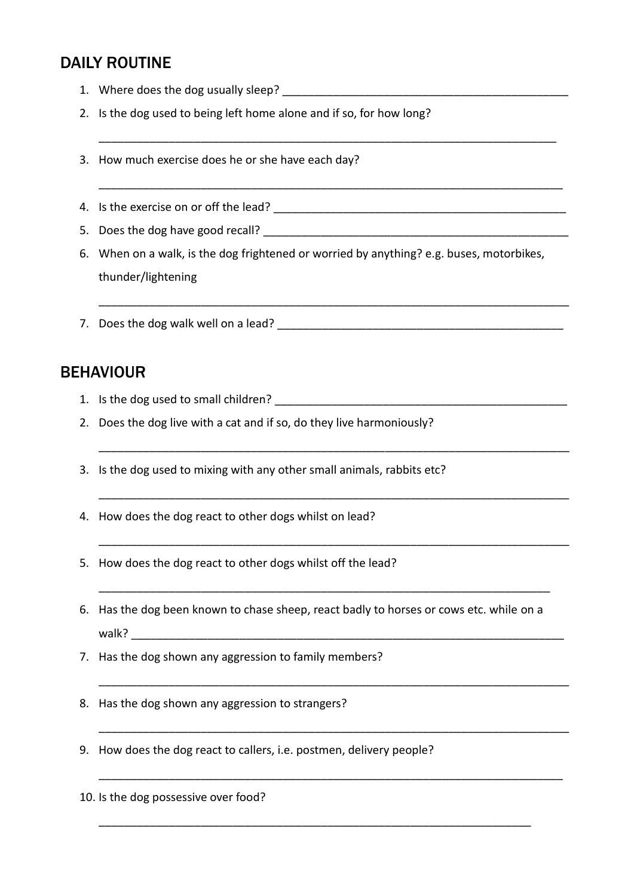## DAILY ROUTINE

1. Where does the dog usually sleep? _______________________________________________
2. Is the dog used to being left home alone and if so, for how long?

   ___________________________________________________________________________
3. How much exercise does he or she have each day?

   ___________________________________________________________________________
4. Is the exercise on or off the lead? _______________________________________________
5. Does the dog have good recall? ___________________________________________________
6. When on a walk, is the dog frightened or worried by anything? e.g. buses, motorbikes, thunder/lightening

   ___________________________________________________________________________
7. Does the dog walk well on a lead? _______________________________________________

## BEHAVIOUR

1. Is the dog used to small children? _______________________________________________
2. Does the dog live with a cat and if so, do they live harmoniously?

   ___________________________________________________________________________
3. Is the dog used to mixing with any other small animals, rabbits etc?

   ___________________________________________________________________________
4. How does the dog react to other dogs whilst on lead?

   ___________________________________________________________________________
5. How does the dog react to other dogs whilst off the lead?

   ___________________________________________________________________________
6. Has the dog been known to chase sheep, react badly to horses or cows etc. while on a walk? _____________________________________________________________________
7. Has the dog shown any aggression to family members?

   ___________________________________________________________________________
8. Has the dog shown any aggression to strangers?

   ___________________________________________________________________________
9. How does the dog react to callers, i.e. postmen, delivery people?

   ___________________________________________________________________________
10. Is the dog possessive over food?

    ___________________________________________________________________________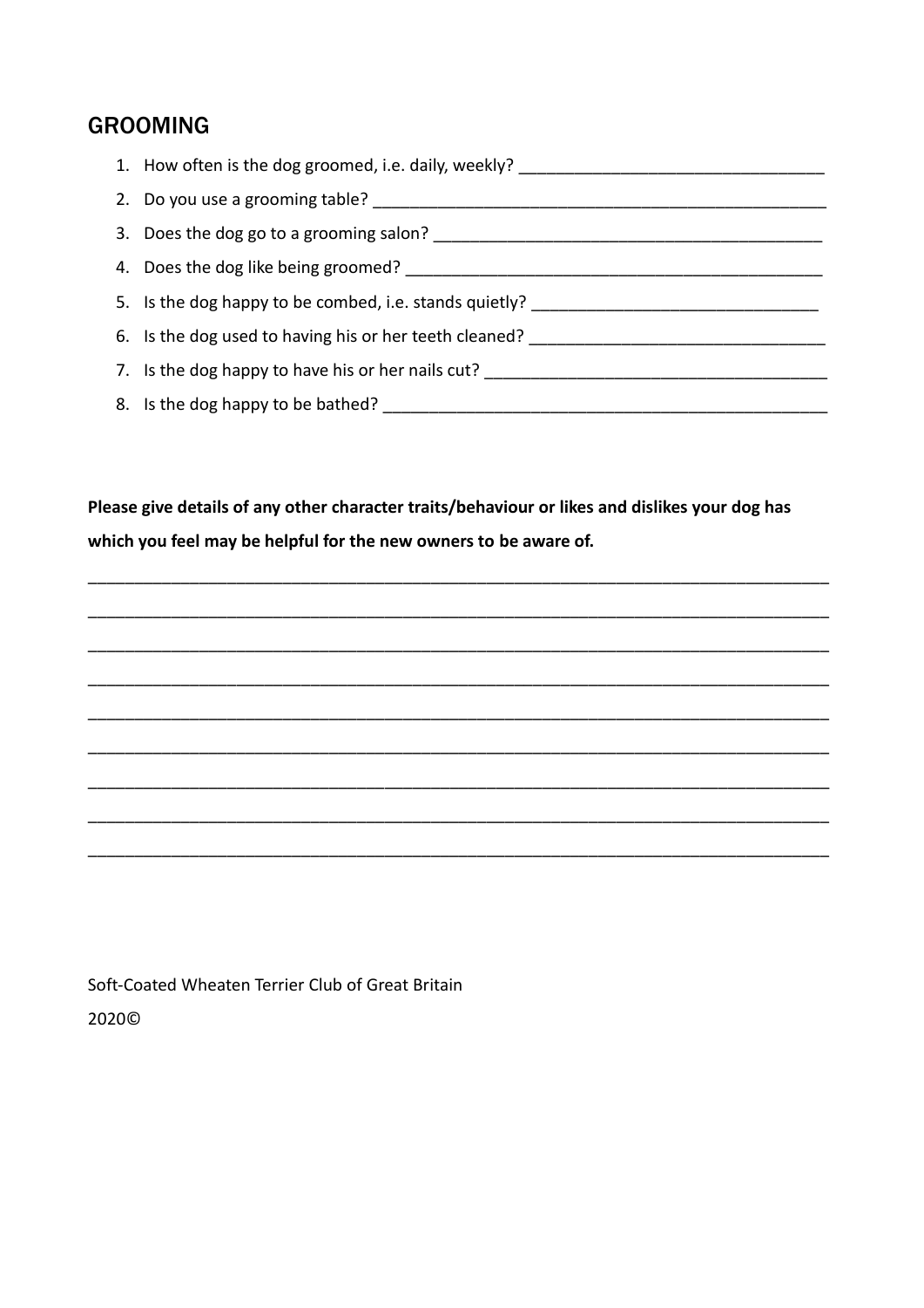## GROOMING

1. How often is the dog groomed, i.e. daily, weekly? ________________________________
2. Do you use a grooming table? ________________________________________________
3. Does the dog go to a grooming salon? ________________________________________
4. Does the dog like being groomed? ___________________________________________
5. Is the dog happy to be combed, i.e. stands quietly? ____________________________
6. Is the dog used to having his or her teeth cleaned? ____________________________
7. Is the dog happy to have his or her nails cut? _________________________________
8. Is the dog happy to be bathed? ______________________________________________

**Please give details of any other character traits/behaviour or likes and dislikes your dog has which you feel may be helpful for the new owners to be aware of.**

______________________________________________________________________________

______________________________________________________________________________

______________________________________________________________________________

______________________________________________________________________________

______________________________________________________________________________

______________________________________________________________________________

______________________________________________________________________________

______________________________________________________________________________

______________________________________________________________________________

Soft-Coated Wheaten Terrier Club of Great Britain

2020©